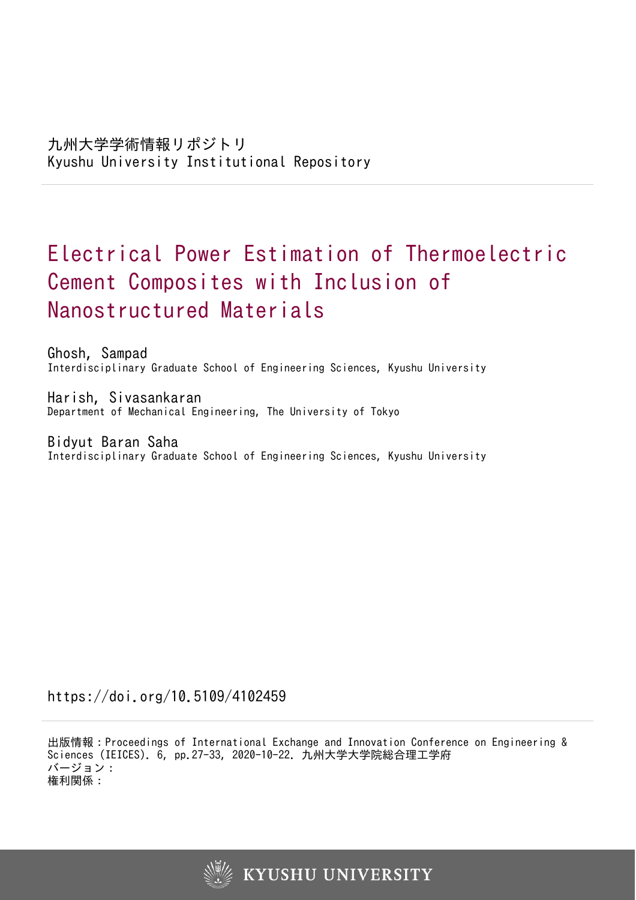九州大学学術情報リポジトリ
Kyushu University Institutional Repository

# Electrical Power Estimation of Thermoelectric Cement Composites with Inclusion of Nanostructured Materials

Ghosh, Sampad
Interdisciplinary Graduate School of Engineering Sciences, Kyushu University

Harish, Sivasankaran
Department of Mechanical Engineering, The University of Tokyo

Bidyut Baran Saha
Interdisciplinary Graduate School of Engineering Sciences, Kyushu University

https://doi.org/10.5109/4102459

出版情報：Proceedings of International Exchange and Innovation Conference on Engineering & Sciences (IEICES). 6, pp.27-33, 2020-10-22. 九州大学大学院総合理工学府
バージョン：
権利関係：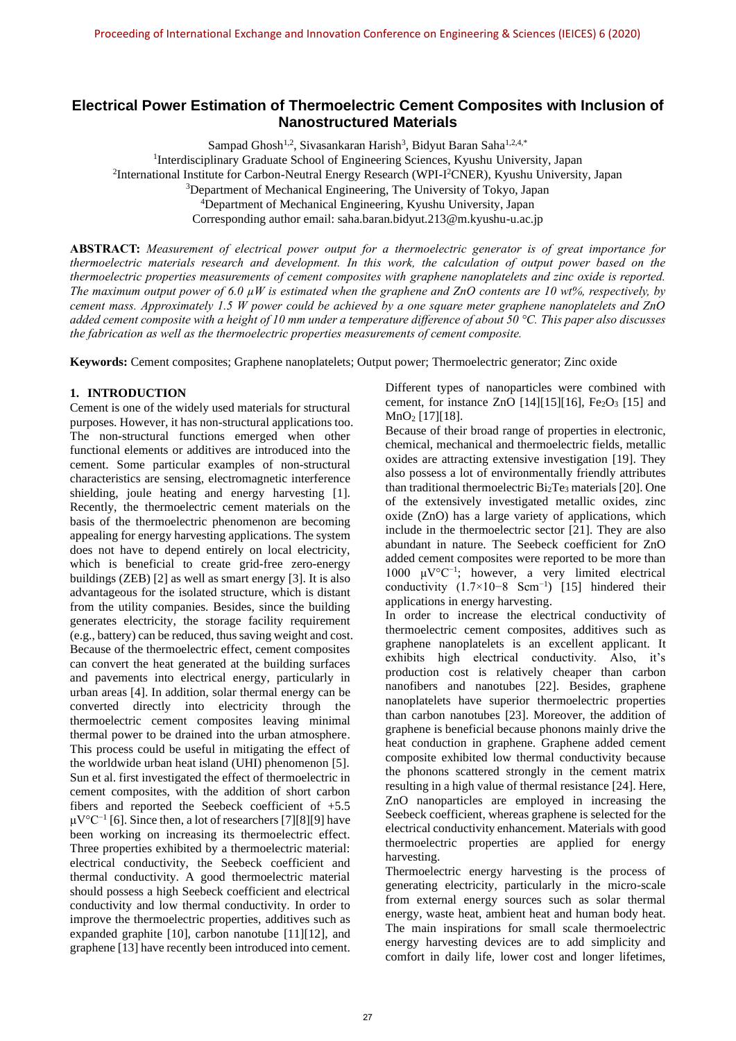# Electrical Power Estimation of Thermoelectric Cement Composites with Inclusion of Nanostructured Materials

Sampad Ghosh[1,2], Sivasankaran Harish[3], Bidyut Baran Saha[1,2,4,*]

[1]Interdisciplinary Graduate School of Engineering Sciences, Kyushu University, Japan

[2]International Institute for Carbon-Neutral Energy Research (WPI-I²CNER), Kyushu University, Japan

[3]Department of Mechanical Engineering, The University of Tokyo, Japan

[4]Department of Mechanical Engineering, Kyushu University, Japan

Corresponding author email: saha.baran.bidyut.213@m.kyushu-u.ac.jp

**ABSTRACT:** *Measurement of electrical power output for a thermoelectric generator is of great importance for thermoelectric materials research and development. In this work, the calculation of output power based on the thermoelectric properties measurements of cement composites with graphene nanoplatelets and zinc oxide is reported. The maximum output power of 6.0 µW is estimated when the graphene and ZnO contents are 10 wt%, respectively, by cement mass. Approximately 1.5 W power could be achieved by a one square meter graphene nanoplatelets and ZnO added cement composite with a height of 10 mm under a temperature difference of about 50 °C. This paper also discusses the fabrication as well as the thermoelectric properties measurements of cement composite.*

**Keywords:** Cement composites; Graphene nanoplatelets; Output power; Thermoelectric generator; Zinc oxide

## 1. INTRODUCTION

Cement is one of the widely used materials for structural purposes. However, it has non-structural applications too. The non-structural functions emerged when other functional elements or additives are introduced into the cement. Some particular examples of non-structural characteristics are sensing, electromagnetic interference shielding, joule heating and energy harvesting [1]. Recently, the thermoelectric cement materials on the basis of the thermoelectric phenomenon are becoming appealing for energy harvesting applications. The system does not have to depend entirely on local electricity, which is beneficial to create grid-free zero-energy buildings (ZEB) [2] as well as smart energy [3]. It is also advantageous for the isolated structure, which is distant from the utility companies. Besides, since the building generates electricity, the storage facility requirement (e.g., battery) can be reduced, thus saving weight and cost. Because of the thermoelectric effect, cement composites can convert the heat generated at the building surfaces and pavements into electrical energy, particularly in urban areas [4]. In addition, solar thermal energy can be converted directly into electricity through the thermoelectric cement composites leaving minimal thermal power to be drained into the urban atmosphere. This process could be useful in mitigating the effect of the worldwide urban heat island (UHI) phenomenon [5]. Sun et al. first investigated the effect of thermoelectric in cement composites, with the addition of short carbon fibers and reported the Seebeck coefficient of +5.5 $\mu V°C^{-1}$ [6]. Since then, a lot of researchers [7][8][9] have been working on increasing its thermoelectric effect. Three properties exhibited by a thermoelectric material: electrical conductivity, the Seebeck coefficient and thermal conductivity. A good thermoelectric material should possess a high Seebeck coefficient and electrical conductivity and low thermal conductivity. In order to improve the thermoelectric properties, additives such as expanded graphite [10], carbon nanotube [11][12], and graphene [13] have recently been introduced into cement. Different types of nanoparticles were combined with cement, for instance ZnO [14][15][16], $Fe_2O_3$ [15] and $MnO_2$ [17][18].

Because of their broad range of properties in electronic, chemical, mechanical and thermoelectric fields, metallic oxides are attracting extensive investigation [19]. They also possess a lot of environmentally friendly attributes than traditional thermoelectric $Bi_2Te_3$ materials [20]. One of the extensively investigated metallic oxides, zinc oxide (ZnO) has a large variety of applications, which include in the thermoelectric sector [21]. They are also abundant in nature. The Seebeck coefficient for ZnO added cement composites were reported to be more than 1000 $\mu V°C^{-1}$; however, a very limited electrical conductivity ($1.7\times10^{-8}$ $Scm^{-1}$) [15] hindered their applications in energy harvesting.

In order to increase the electrical conductivity of thermoelectric cement composites, additives such as graphene nanoplatelets is an excellent applicant. It exhibits high electrical conductivity. Also, it's production cost is relatively cheaper than carbon nanofibers and nanotubes [22]. Besides, graphene nanoplatelets have superior thermoelectric properties than carbon nanotubes [23]. Moreover, the addition of graphene is beneficial because phonons mainly drive the heat conduction in graphene. Graphene added cement composite exhibited low thermal conductivity because the phonons scattered strongly in the cement matrix resulting in a high value of thermal resistance [24]. Here, ZnO nanoparticles are employed in increasing the Seebeck coefficient, whereas graphene is selected for the electrical conductivity enhancement. Materials with good thermoelectric properties are applied for energy harvesting.

Thermoelectric energy harvesting is the process of generating electricity, particularly in the micro-scale from external energy sources such as solar thermal energy, waste heat, ambient heat and human body heat. The main inspirations for small scale thermoelectric energy harvesting devices are to add simplicity and comfort in daily life, lower cost and longer lifetimes,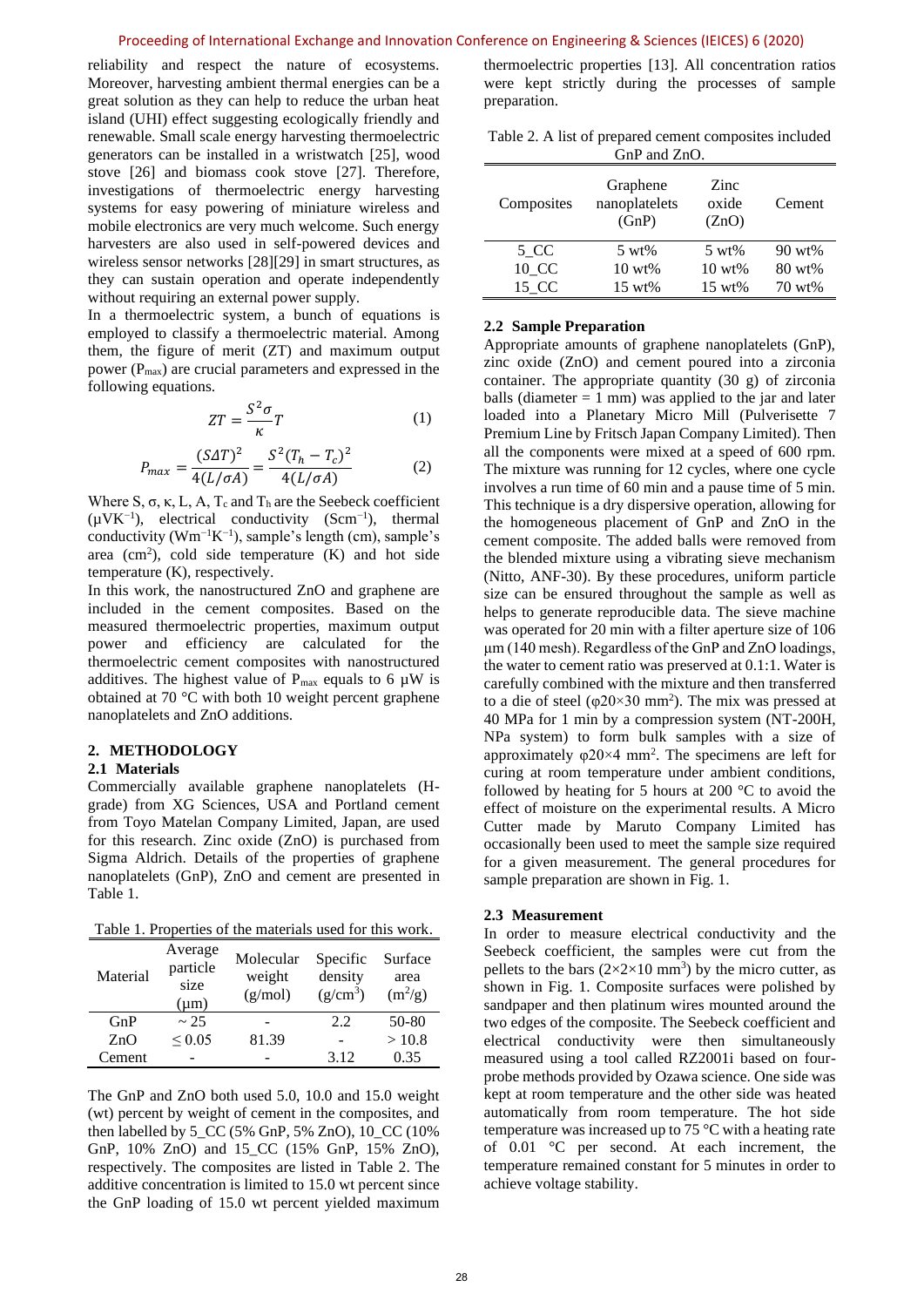reliability and respect the nature of ecosystems. Moreover, harvesting ambient thermal energies can be a great solution as they can help to reduce the urban heat island (UHI) effect suggesting ecologically friendly and renewable. Small scale energy harvesting thermoelectric generators can be installed in a wristwatch [25], wood stove [26] and biomass cook stove [27]. Therefore, investigations of thermoelectric energy harvesting systems for easy powering of miniature wireless and mobile electronics are very much welcome. Such energy harvesters are also used in self-powered devices and wireless sensor networks [28][29] in smart structures, as they can sustain operation and operate independently without requiring an external power supply.

In a thermoelectric system, a bunch of equations is employed to classify a thermoelectric material. Among them, the figure of merit (ZT) and maximum output power ($P_{max}$) are crucial parameters and expressed in the following equations.

$$ZT = \frac{S^2\sigma}{\kappa}T \tag{1}$$

$$P_{max} = \frac{(S\Delta T)^2}{4(L/\sigma A)} = \frac{S^2(T_h - T_c)^2}{4(L/\sigma A)} \tag{2}$$

Where S, σ, κ, L, A, $T_c$ and $T_h$ are the Seebeck coefficient ($\mu VK^{-1}$), electrical conductivity ($Scm^{-1}$), thermal conductivity ($Wm^{-1}K^{-1}$), sample's length (cm), sample's area ($cm^2$), cold side temperature (K) and hot side temperature (K), respectively.

In this work, the nanostructured ZnO and graphene are included in the cement composites. Based on the measured thermoelectric properties, maximum output power and efficiency are calculated for the thermoelectric cement composites with nanostructured additives. The highest value of $P_{max}$ equals to 6 μW is obtained at 70 °C with both 10 weight percent graphene nanoplatelets and ZnO additions.

## 2. METHODOLOGY

### 2.1 Materials

Commercially available graphene nanoplatelets (H-grade) from XG Sciences, USA and Portland cement from Toyo Matelan Company Limited, Japan, are used for this research. Zinc oxide (ZnO) is purchased from Sigma Aldrich. Details of the properties of graphene nanoplatelets (GnP), ZnO and cement are presented in Table 1.

Table 1. Properties of the materials used for this work.

| Material | Average particle size (μm) | Molecular weight (g/mol) | Specific density ($g/cm^3$) | Surface area ($m^2/g$) |
|---|---|---|---|---|
| GnP | ~ 25 | - | 2.2 | 50-80 |
| ZnO | ≤ 0.05 | 81.39 | - | > 10.8 |
| Cement | - | - | 3.12 | 0.35 |

The GnP and ZnO both used 5.0, 10.0 and 15.0 weight (wt) percent by weight of cement in the composites, and then labelled by 5_CC (5% GnP, 5% ZnO), 10_CC (10% GnP, 10% ZnO) and 15_CC (15% GnP, 15% ZnO), respectively. The composites are listed in Table 2. The additive concentration is limited to 15.0 wt percent since the GnP loading of 15.0 wt percent yielded maximum thermoelectric properties [13]. All concentration ratios were kept strictly during the processes of sample preparation.

Table 2. A list of prepared cement composites included GnP and ZnO.

| Composites | Graphene nanoplatelets (GnP) | Zinc oxide (ZnO) | Cement |
|---|---|---|---|
| 5_CC | 5 wt% | 5 wt% | 90 wt% |
| 10_CC | 10 wt% | 10 wt% | 80 wt% |
| 15_CC | 15 wt% | 15 wt% | 70 wt% |

### 2.2 Sample Preparation

Appropriate amounts of graphene nanoplatelets (GnP), zinc oxide (ZnO) and cement poured into a zirconia container. The appropriate quantity (30 g) of zirconia balls (diameter = 1 mm) was applied to the jar and later loaded into a Planetary Micro Mill (Pulverisette 7 Premium Line by Fritsch Japan Company Limited). Then all the components were mixed at a speed of 600 rpm. The mixture was running for 12 cycles, where one cycle involves a run time of 60 min and a pause time of 5 min. This technique is a dry dispersive operation, allowing for the homogeneous placement of GnP and ZnO in the cement composite. The added balls were removed from the blended mixture using a vibrating sieve mechanism (Nitto, ANF-30). By these procedures, uniform particle size can be ensured throughout the sample as well as helps to generate reproducible data. The sieve machine was operated for 20 min with a filter aperture size of 106 μm (140 mesh). Regardless of the GnP and ZnO loadings, the water to cement ratio was preserved at 0.1:1. Water is carefully combined with the mixture and then transferred to a die of steel ($\varphi 20 \times 30$ $mm^2$). The mix was pressed at 40 MPa for 1 min by a compression system (NT-200H, NPa system) to form bulk samples with a size of approximately $\varphi 20 \times 4$ $mm^2$. The specimens are left for curing at room temperature under ambient conditions, followed by heating for 5 hours at 200 °C to avoid the effect of moisture on the experimental results. A Micro Cutter made by Maruto Company Limited has occasionally been used to meet the sample size required for a given measurement. The general procedures for sample preparation are shown in Fig. 1.

### 2.3 Measurement

In order to measure electrical conductivity and the Seebeck coefficient, the samples were cut from the pellets to the bars ($2 \times 2 \times 10$ $mm^3$) by the micro cutter, as shown in Fig. 1. Composite surfaces were polished by sandpaper and then platinum wires mounted around the two edges of the composite. The Seebeck coefficient and electrical conductivity were then simultaneously measured using a tool called RZ2001i based on four-probe methods provided by Ozawa science. One side was kept at room temperature and the other side was heated automatically from room temperature. The hot side temperature was increased up to 75 °C with a heating rate of 0.01 °C per second. At each increment, the temperature remained constant for 5 minutes in order to achieve voltage stability.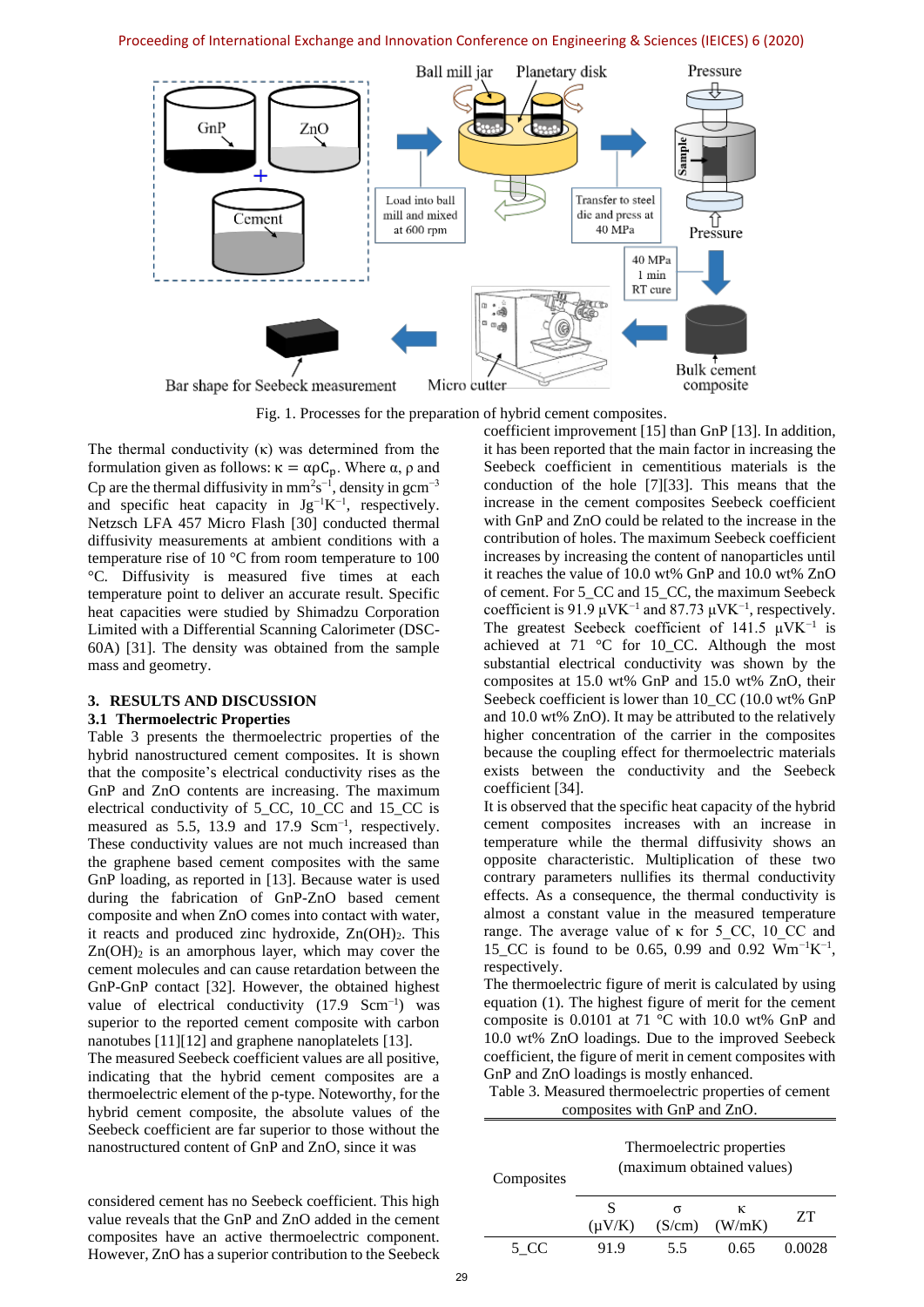Fig. 1. Processes for the preparation of hybrid cement composites.

The thermal conductivity (κ) was determined from the formulation given as follows: $\kappa = \alpha \rho C_p$. Where α, ρ and Cp are the thermal diffusivity in $mm^2s^{-1}$, density in $gcm^{-3}$ and specific heat capacity in $Jg^{-1}K^{-1}$, respectively. Netzsch LFA 457 Micro Flash [30] conducted thermal diffusivity measurements at ambient conditions with a temperature rise of 10 °C from room temperature to 100 °C. Diffusivity is measured five times at each temperature point to deliver an accurate result. Specific heat capacities were studied by Shimadzu Corporation Limited with a Differential Scanning Calorimeter (DSC-60A) [31]. The density was obtained from the sample mass and geometry.

## 3. RESULTS AND DISCUSSION

### 3.1 Thermoelectric Properties

Table 3 presents the thermoelectric properties of the hybrid nanostructured cement composites. It is shown that the composite's electrical conductivity rises as the GnP and ZnO contents are increasing. The maximum electrical conductivity of 5_CC, 10_CC and 15_CC is measured as 5.5, 13.9 and 17.9 $Scm^{-1}$, respectively. These conductivity values are not much increased than the graphene based cement composites with the same GnP loading, as reported in [13]. Because water is used during the fabrication of GnP-ZnO based cement composite and when ZnO comes into contact with water, it reacts and produced zinc hydroxide, $Zn(OH)_2$. This $Zn(OH)_2$ is an amorphous layer, which may cover the cement molecules and can cause retardation between the GnP-GnP contact [32]. However, the obtained highest value of electrical conductivity (17.9 $Scm^{-1}$) was superior to the reported cement composite with carbon nanotubes [11][12] and graphene nanoplatelets [13].

The measured Seebeck coefficient values are all positive, indicating that the hybrid cement composites are a thermoelectric element of the p-type. Noteworthy, for the hybrid cement composite, the absolute values of the Seebeck coefficient are far superior to those without the nanostructured content of GnP and ZnO, since it was considered cement has no Seebeck coefficient. This high value reveals that the GnP and ZnO added in the cement composites have an active thermoelectric component. However, ZnO has a superior contribution to the Seebeck coefficient improvement [15] than GnP [13]. In addition, it has been reported that the main factor in increasing the Seebeck coefficient in cementitious materials is the conduction of the hole [7][33]. This means that the increase in the cement composites Seebeck coefficient with GnP and ZnO could be related to the increase in the contribution of holes. The maximum Seebeck coefficient increases by increasing the content of nanoparticles until it reaches the value of 10.0 wt% GnP and 10.0 wt% ZnO of cement. For 5_CC and 15_CC, the maximum Seebeck coefficient is 91.9 $\mu VK^{-1}$ and 87.73 $\mu VK^{-1}$, respectively. The greatest Seebeck coefficient of 141.5 $\mu VK^{-1}$ is achieved at 71 °C for 10_CC. Although the most substantial electrical conductivity was shown by the composites at 15.0 wt% GnP and 15.0 wt% ZnO, their Seebeck coefficient is lower than 10_CC (10.0 wt% GnP and 10.0 wt% ZnO). It may be attributed to the relatively higher concentration of the carrier in the composites because the coupling effect for thermoelectric materials exists between the conductivity and the Seebeck coefficient [34].

It is observed that the specific heat capacity of the hybrid cement composites increases with an increase in temperature while the thermal diffusivity shows an opposite characteristic. Multiplication of these two contrary parameters nullifies its thermal conductivity effects. As a consequence, the thermal conductivity is almost a constant value in the measured temperature range. The average value of κ for 5_CC, 10_CC and 15_CC is found to be 0.65, 0.99 and 0.92 $Wm^{-1}K^{-1}$, respectively.

The thermoelectric figure of merit is calculated by using equation (1). The highest figure of merit for the cement composite is 0.0101 at 71 °C with 10.0 wt% GnP and 10.0 wt% ZnO loadings. Due to the improved Seebeck coefficient, the figure of merit in cement composites with GnP and ZnO loadings is mostly enhanced.

Table 3. Measured thermoelectric properties of cement composites with GnP and ZnO.

| Composites | Thermoelectric properties (maximum obtained values) | | | |
|---|---|---|---|---|
| | S (μV/K) | σ (S/cm) | κ (W/mK) | ZT |
| 5_CC | 91.9 | 5.5 | 0.65 | 0.0028 |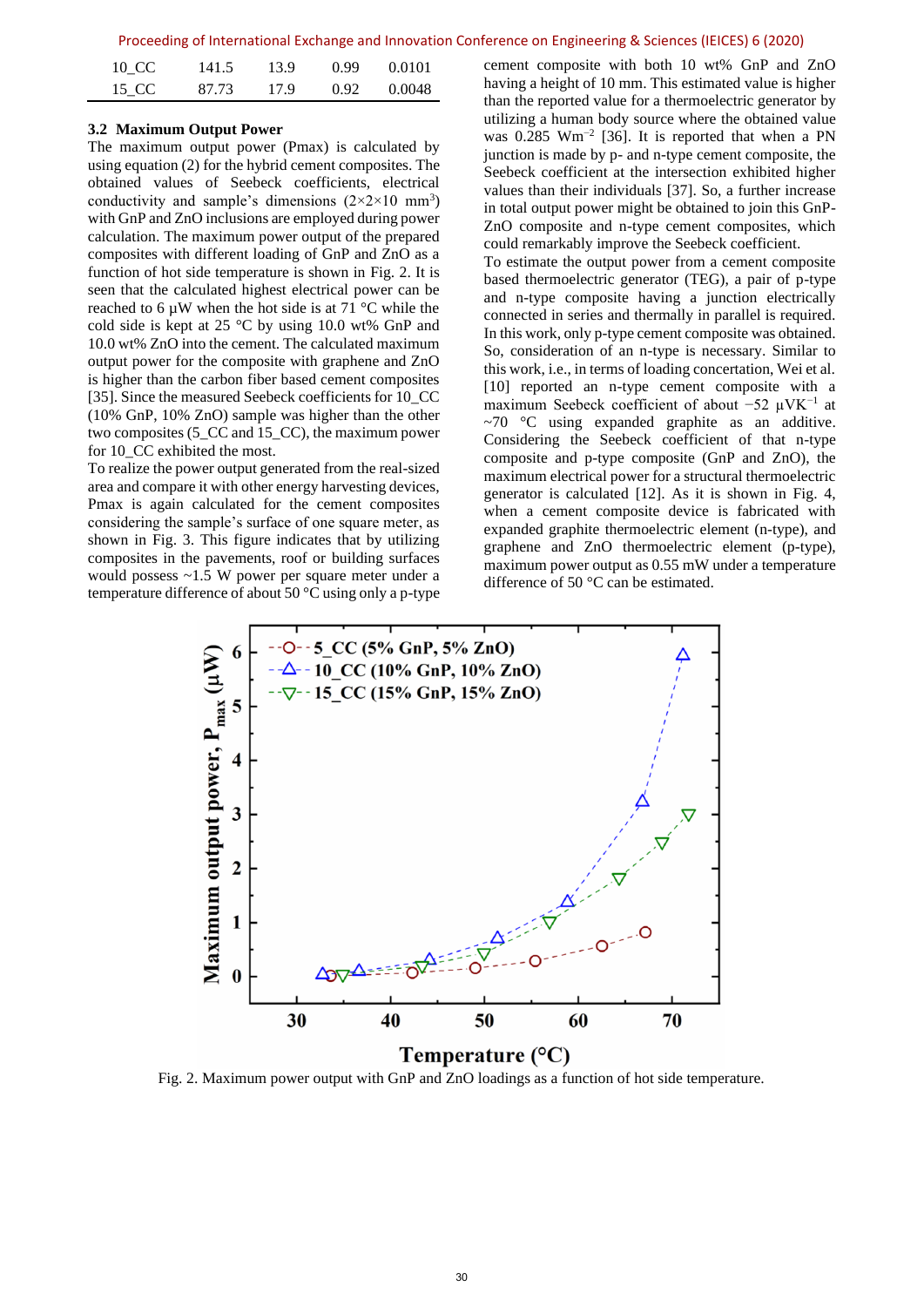| 10_CC | 141.5 | 13.9 | 0.99 | 0.0101 |
|---|---|---|---|---|
| 15_CC | 87.73 | 17.9 | 0.92 | 0.0048 |

### 3.2 Maximum Output Power

The maximum output power (Pmax) is calculated by using equation (2) for the hybrid cement composites. The obtained values of Seebeck coefficients, electrical conductivity and sample's dimensions (2×2×10 $mm^3$) with GnP and ZnO inclusions are employed during power calculation. The maximum power output of the prepared composites with different loading of GnP and ZnO as a function of hot side temperature is shown in Fig. 2. It is seen that the calculated highest electrical power can be reached to 6 μW when the hot side is at 71 °C while the cold side is kept at 25 °C by using 10.0 wt% GnP and 10.0 wt% ZnO into the cement. The calculated maximum output power for the composite with graphene and ZnO is higher than the carbon fiber based cement composites [35]. Since the measured Seebeck coefficients for 10_CC (10% GnP, 10% ZnO) sample was higher than the other two composites (5_CC and 15_CC), the maximum power for 10_CC exhibited the most.

To realize the power output generated from the real-sized area and compare it with other energy harvesting devices, Pmax is again calculated for the cement composites considering the sample's surface of one square meter, as shown in Fig. 3. This figure indicates that by utilizing composites in the pavements, roof or building surfaces would possess ~1.5 W power per square meter under a temperature difference of about 50 °C using only a p-type cement composite with both 10 wt% GnP and ZnO having a height of 10 mm. This estimated value is higher than the reported value for a thermoelectric generator by utilizing a human body source where the obtained value was 0.285 $Wm^{-2}$ [36]. It is reported that when a PN junction is made by p- and n-type cement composite, the Seebeck coefficient at the intersection exhibited higher values than their individuals [37]. So, a further increase in total output power might be obtained to join this GnP-ZnO composite and n-type cement composites, which could remarkably improve the Seebeck coefficient.

To estimate the output power from a cement composite based thermoelectric generator (TEG), a pair of p-type and n-type composite having a junction electrically connected in series and thermally in parallel is required. In this work, only p-type cement composite was obtained. So, consideration of an n-type is necessary. Similar to this work, i.e., in terms of loading concentation, Wei et al. [10] reported an n-type cement composite with a maximum Seebeck coefficient of about −52 $\mu VK^{-1}$ at ~70 °C using expanded graphite as an additive. Considering the Seebeck coefficient of that n-type composite and p-type composite (GnP and ZnO), the maximum electrical power for a structural thermoelectric generator is calculated [12]. As it is shown in Fig. 4, when a cement composite device is fabricated with expanded graphite thermoelectric element (n-type), and graphene and ZnO thermoelectric element (p-type), maximum power output as 0.55 mW under a temperature difference of 50 °C can be estimated.

Fig. 2. Maximum power output with GnP and ZnO loadings as a function of hot side temperature.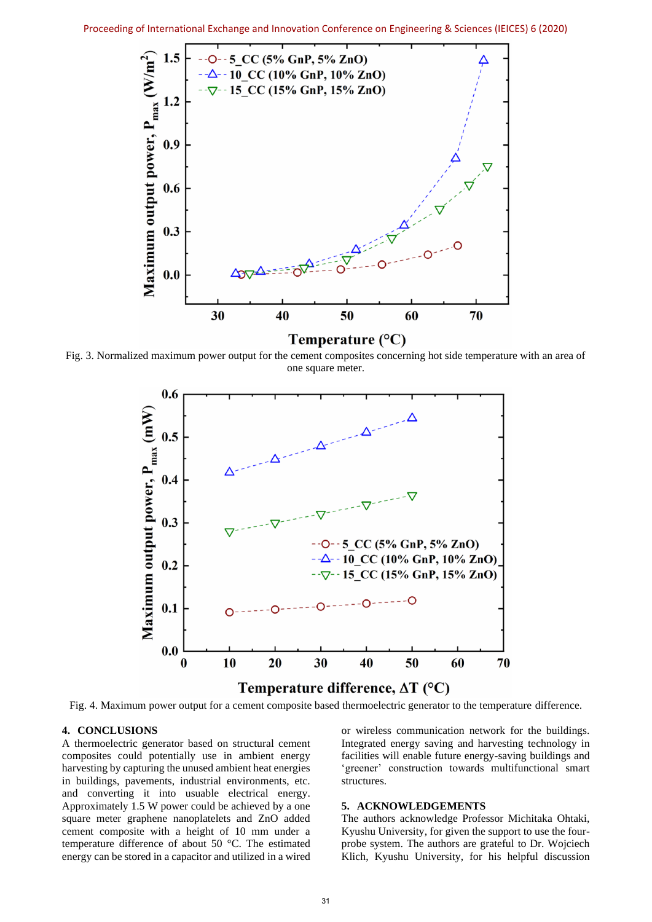Fig. 3. Normalized maximum power output for the cement composites concerning hot side temperature with an area of one square meter.

Fig. 4. Maximum power output for a cement composite based thermoelectric generator to the temperature difference.

## 4. CONCLUSIONS

A thermoelectric generator based on structural cement composites could potentially use in ambient energy harvesting by capturing the unused ambient heat energies in buildings, pavements, industrial environments, etc. and converting it into usable electrical energy. Approximately 1.5 W power could be achieved by a one square meter graphene nanoplatelets and ZnO added cement composite with a height of 10 mm under a temperature difference of about 50 °C. The estimated energy can be stored in a capacitor and utilized in a wired or wireless communication network for the buildings. Integrated energy saving and harvesting technology in facilities will enable future energy-saving buildings and 'greener' construction towards multifunctional smart structures.

## 5. ACKNOWLEDGEMENTS

The authors acknowledge Professor Michitaka Ohtaki, Kyushu University, for given the support to use the four-probe system. The authors are grateful to Dr. Wojciech Klich, Kyushu University, for his helpful discussion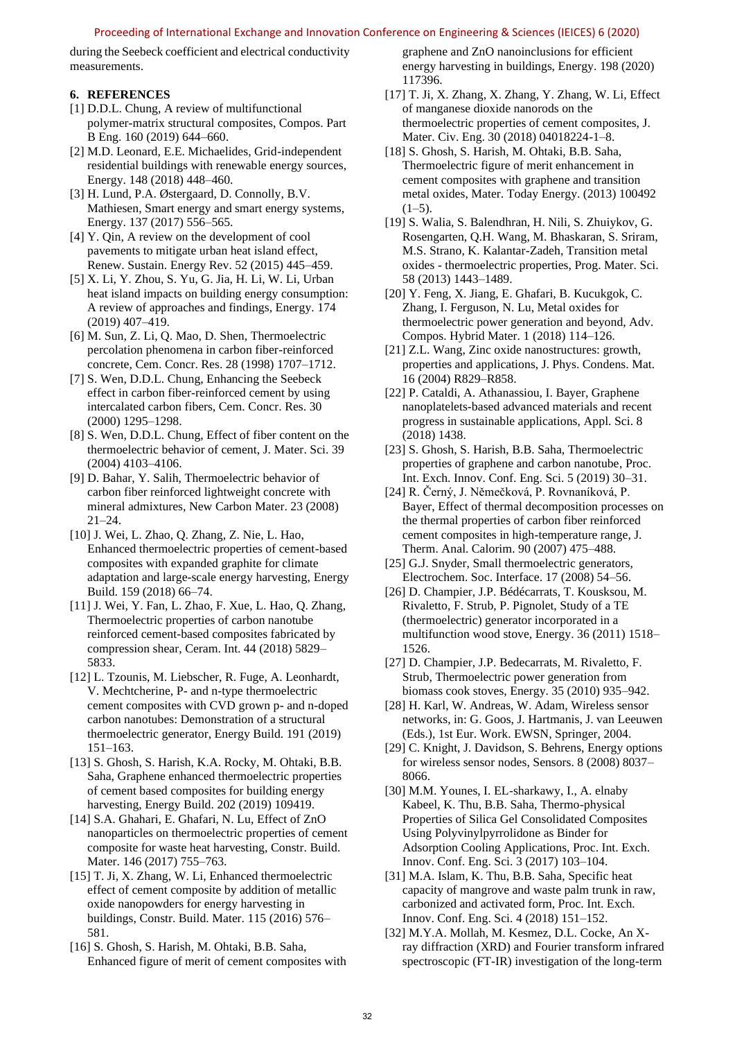during the Seebeck coefficient and electrical conductivity measurements.

## 6. REFERENCES

[1] D.D.L. Chung, A review of multifunctional polymer-matrix structural composites, Compos. Part B Eng. 160 (2019) 644–660.

[2] M.D. Leonard, E.E. Michaelides, Grid-independent residential buildings with renewable energy sources, Energy. 148 (2018) 448–460.

[3] H. Lund, P.A. Østergaard, D. Connolly, B.V. Mathiesen, Smart energy and smart energy systems, Energy. 137 (2017) 556–565.

[4] Y. Qin, A review on the development of cool pavements to mitigate urban heat island effect, Renew. Sustain. Energy Rev. 52 (2015) 445–459.

[5] X. Li, Y. Zhou, S. Yu, G. Jia, H. Li, W. Li, Urban heat island impacts on building energy consumption: A review of approaches and findings, Energy. 174 (2019) 407–419.

[6] M. Sun, Z. Li, Q. Mao, D. Shen, Thermoelectric percolation phenomena in carbon fiber-reinforced concrete, Cem. Concr. Res. 28 (1998) 1707–1712.

[7] S. Wen, D.D.L. Chung, Enhancing the Seebeck effect in carbon fiber-reinforced cement by using intercalated carbon fibers, Cem. Concr. Res. 30 (2000) 1295–1298.

[8] S. Wen, D.D.L. Chung, Effect of fiber content on the thermoelectric behavior of cement, J. Mater. Sci. 39 (2004) 4103–4106.

[9] D. Bahar, Y. Salih, Thermoelectric behavior of carbon fiber reinforced lightweight concrete with mineral admixtures, New Carbon Mater. 23 (2008) 21–24.

[10] J. Wei, L. Zhao, Q. Zhang, Z. Nie, L. Hao, Enhanced thermoelectric properties of cement-based composites with expanded graphite for climate adaptation and large-scale energy harvesting, Energy Build. 159 (2018) 66–74.

[11] J. Wei, Y. Fan, L. Zhao, F. Xue, L. Hao, Q. Zhang, Thermoelectric properties of carbon nanotube reinforced cement-based composites fabricated by compression shear, Ceram. Int. 44 (2018) 5829–5833.

[12] L. Tzounis, M. Liebscher, R. Fuge, A. Leonhardt, V. Mechtcherine, P- and n-type thermoelectric cement composites with CVD grown p- and n-doped carbon nanotubes: Demonstration of a structural thermoelectric generator, Energy Build. 191 (2019) 151–163.

[13] S. Ghosh, S. Harish, K.A. Rocky, M. Ohtaki, B.B. Saha, Graphene enhanced thermoelectric properties of cement based composites for building energy harvesting, Energy Build. 202 (2019) 109419.

[14] S.A. Ghahari, E. Ghafari, N. Lu, Effect of ZnO nanoparticles on thermoelectric properties of cement composite for waste heat harvesting, Constr. Build. Mater. 146 (2017) 755–763.

[15] T. Ji, X. Zhang, W. Li, Enhanced thermoelectric effect of cement composite by addition of metallic oxide nanopowders for energy harvesting in buildings, Constr. Build. Mater. 115 (2016) 576–581.

[16] S. Ghosh, S. Harish, M. Ohtaki, B.B. Saha, Enhanced figure of merit of cement composites with graphene and ZnO nanoinclusions for efficient energy harvesting in buildings, Energy. 198 (2020) 117396.

[17] T. Ji, X. Zhang, X. Zhang, Y. Zhang, W. Li, Effect of manganese dioxide nanorods on the thermoelectric properties of cement composites, J. Mater. Civ. Eng. 30 (2018) 04018224-1–8.

[18] S. Ghosh, S. Harish, M. Ohtaki, B.B. Saha, Thermoelectric figure of merit enhancement in cement composites with graphene and transition metal oxides, Mater. Today Energy. (2013) 100492 (1–5).

[19] S. Walia, S. Balendhran, H. Nili, S. Zhuiykov, G. Rosengarten, Q.H. Wang, M. Bhaskaran, S. Sriram, M.S. Strano, K. Kalantar-Zadeh, Transition metal oxides - thermoelectric properties, Prog. Mater. Sci. 58 (2013) 1443–1489.

[20] Y. Feng, X. Jiang, E. Ghafari, B. Kucukgok, C. Zhang, I. Ferguson, N. Lu, Metal oxides for thermoelectric power generation and beyond, Adv. Compos. Hybrid Mater. 1 (2018) 114–126.

[21] Z.L. Wang, Zinc oxide nanostructures: growth, properties and applications, J. Phys. Condens. Mat. 16 (2004) R829–R858.

[22] P. Cataldi, A. Athanassiou, I. Bayer, Graphene nanoplatelets-based advanced materials and recent progress in sustainable applications, Appl. Sci. 8 (2018) 1438.

[23] S. Ghosh, S. Harish, B.B. Saha, Thermoelectric properties of graphene and carbon nanotube, Proc. Int. Exch. Innov. Conf. Eng. Sci. 5 (2019) 30–31.

[24] R. Černý, J. Němečková, P. Rovnaníková, P. Bayer, Effect of thermal decomposition processes on the thermal properties of carbon fiber reinforced cement composites in high-temperature range, J. Therm. Anal. Calorim. 90 (2007) 475–488.

[25] G.J. Snyder, Small thermoelectric generators, Electrochem. Soc. Interface. 17 (2008) 54–56.

[26] D. Champier, J.P. Bédécarrats, T. Kousksou, M. Rivaletto, F. Strub, P. Pignolet, Study of a TE (thermoelectric) generator incorporated in a multifunction wood stove, Energy. 36 (2011) 1518–1526.

[27] D. Champier, J.P. Bedecarrats, M. Rivaletto, F. Strub, Thermoelectric power generation from biomass cook stoves, Energy. 35 (2010) 935–942.

[28] H. Karl, W. Andreas, W. Adam, Wireless sensor networks, in: G. Goos, J. Hartmanis, J. van Leeuwen (Eds.), 1st Eur. Work. EWSN, Springer, 2004.

[29] C. Knight, J. Davidson, S. Behrens, Energy options for wireless sensor nodes, Sensors. 8 (2008) 8037–8066.

[30] M.M. Younes, I. EL-sharkawy, I., A. elnaby Kabeel, K. Thu, B.B. Saha, Thermo-physical Properties of Silica Gel Consolidated Composites Using Polyvinylpyrrolidone as Binder for Adsorption Cooling Applications, Proc. Int. Exch. Innov. Conf. Eng. Sci. 3 (2017) 103–104.

[31] M.A. Islam, K. Thu, B.B. Saha, Specific heat capacity of mangrove and waste palm trunk in raw, carbonized and activated form, Proc. Int. Exch. Innov. Conf. Eng. Sci. 4 (2018) 151–152.

[32] M.Y.A. Mollah, M. Kesmez, D.L. Cocke, An X-ray diffraction (XRD) and Fourier transform infrared spectroscopic (FT-IR) investigation of the long-term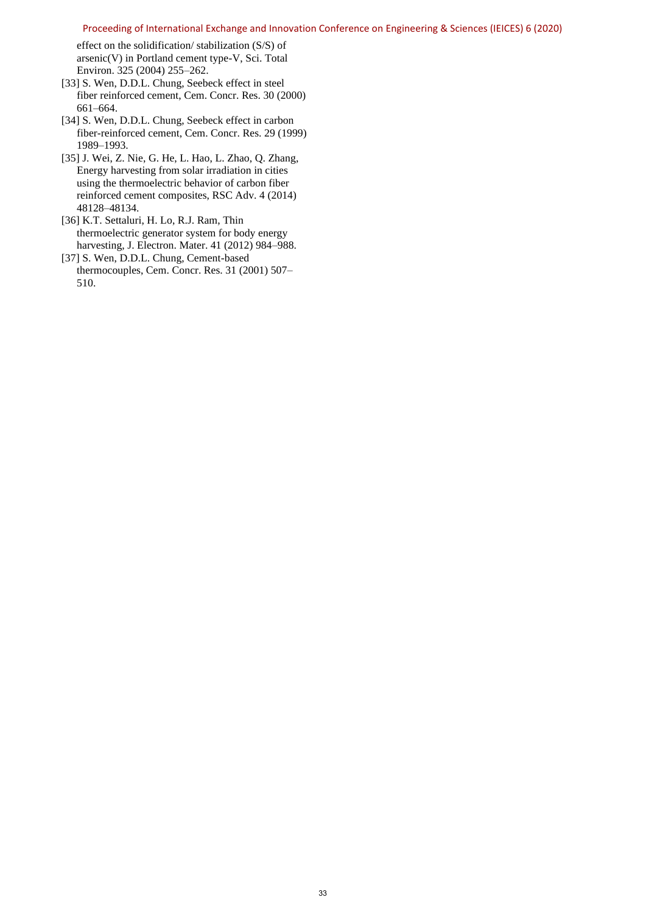effect on the solidification/ stabilization (S/S) of arsenic(V) in Portland cement type-V, Sci. Total Environ. 325 (2004) 255–262.

[33] S. Wen, D.D.L. Chung, Seebeck effect in steel fiber reinforced cement, Cem. Concr. Res. 30 (2000) 661–664.

[34] S. Wen, D.D.L. Chung, Seebeck effect in carbon fiber-reinforced cement, Cem. Concr. Res. 29 (1999) 1989–1993.

[35] J. Wei, Z. Nie, G. He, L. Hao, L. Zhao, Q. Zhang, Energy harvesting from solar irradiation in cities using the thermoelectric behavior of carbon fiber reinforced cement composites, RSC Adv. 4 (2014) 48128–48134.

[36] K.T. Settaluri, H. Lo, R.J. Ram, Thin thermoelectric generator system for body energy harvesting, J. Electron. Mater. 41 (2012) 984–988.

[37] S. Wen, D.D.L. Chung, Cement-based thermocouples, Cem. Concr. Res. 31 (2001) 507–510.